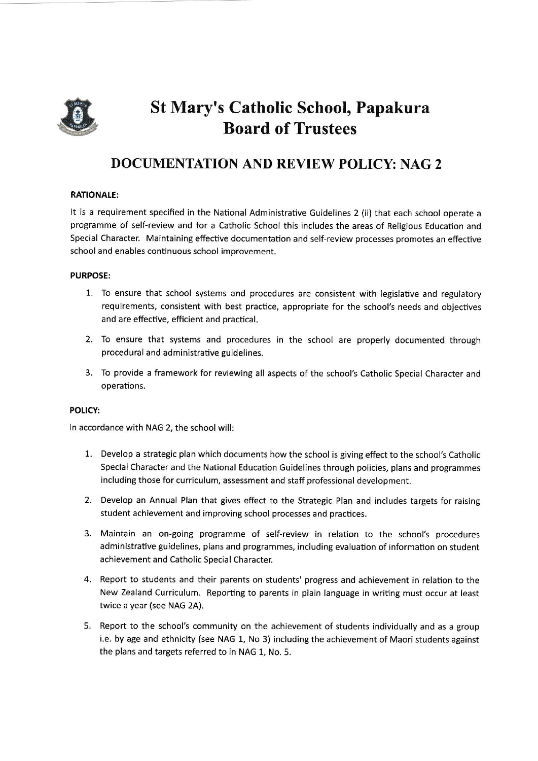# St Mary's Catholic School, Papakura Board of Trustees

## DOCUMENTATION AND REVIEW POLICY: NAG 2

**RATIONALE:**

It is a requirement specified in the National Administrative Guidelines 2 (ii) that each school operate a programme of self-review and for a Catholic School this includes the areas of Religious Education and Special Character. Maintaining effective documentation and self-review processes promotes an effective school and enables continuous school improvement.

**PURPOSE:**

1. To ensure that school systems and procedures are consistent with legislative and regulatory requirements, consistent with best practice, appropriate for the school's needs and objectives and are effective, efficient and practical.
2. To ensure that systems and procedures in the school are properly documented through procedural and administrative guidelines.
3. To provide a framework for reviewing all aspects of the school's Catholic Special Character and operations.

**POLICY:**

In accordance with NAG 2, the school will:

1. Develop a strategic plan which documents how the school is giving effect to the school's Catholic Special Character and the National Education Guidelines through policies, plans and programmes including those for curriculum, assessment and staff professional development.
2. Develop an Annual Plan that gives effect to the Strategic Plan and includes targets for raising student achievement and improving school processes and practices.
3. Maintain an on-going programme of self-review in relation to the school's procedures administrative guidelines, plans and programmes, including evaluation of information on student achievement and Catholic Special Character.
4. Report to students and their parents on students' progress and achievement in relation to the New Zealand Curriculum. Reporting to parents in plain language in writing must occur at least twice a year (see NAG 2A).
5. Report to the school's community on the achievement of students individually and as a group i.e. by age and ethnicity (see NAG 1, No 3) including the achievement of Maori students against the plans and targets referred to in NAG 1, No. 5.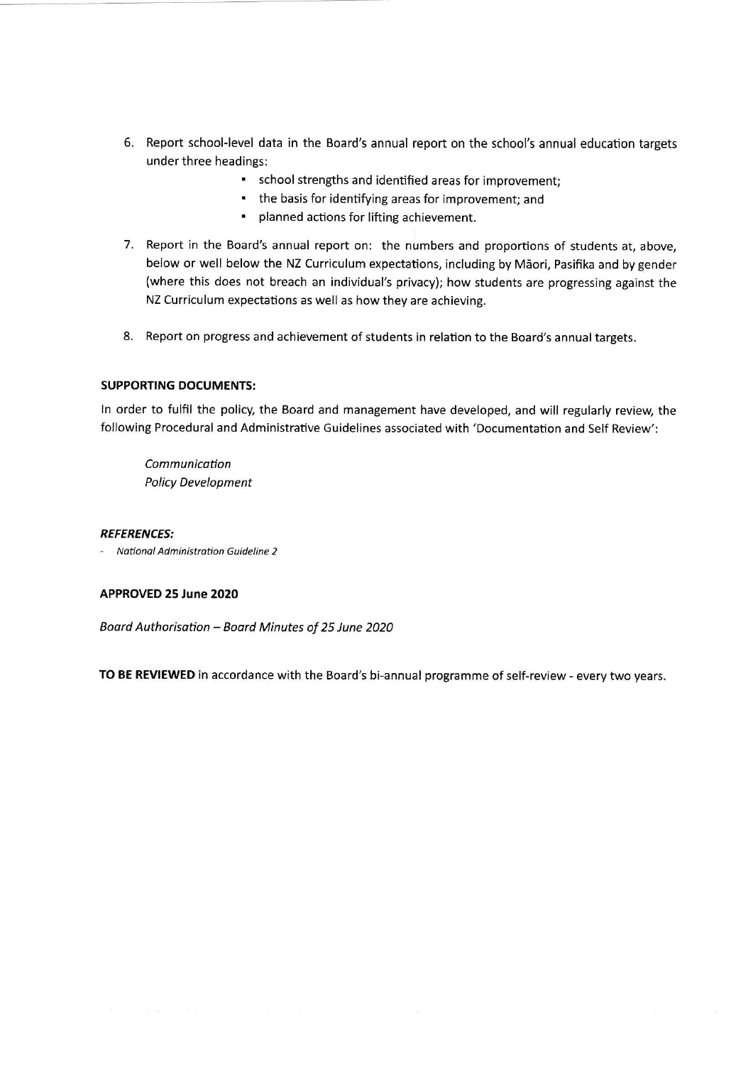6. Report school-level data in the Board's annual report on the school's annual education targets under three headings:
    - school strengths and identified areas for improvement;
    - the basis for identifying areas for improvement; and
    - planned actions for lifting achievement.
7. Report in the Board's annual report on: the numbers and proportions of students at, above, below or well below the NZ Curriculum expectations, including by Māori, Pasifika and by gender (where this does not breach an individual's privacy); how students are progressing against the NZ Curriculum expectations as well as how they are achieving.
8. Report on progress and achievement of students in relation to the Board's annual targets.

**SUPPORTING DOCUMENTS:**

In order to fulfil the policy, the Board and management have developed, and will regularly review, the following Procedural and Administrative Guidelines associated with 'Documentation and Self Review':

*Communication*
*Policy Development*

***REFERENCES:***

- *National Administration Guideline 2*

**APPROVED 25 June 2020**

*Board Authorisation – Board Minutes of 25 June 2020*

**TO BE REVIEWED** in accordance with the Board's bi-annual programme of self-review - every two years.